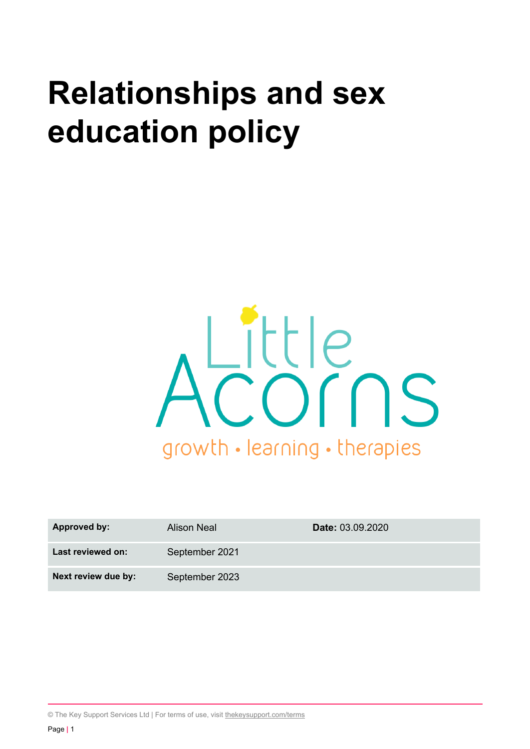# Relationships and sex education policy

Little Acorns

growth • learning • therapies

| Approved by: | Alison Neal | Date: 03.09.2020 |
|---|---|---|
| Last reviewed on: | September 2021 | |
| Next review due by: | September 2023 | |

© The Key Support Services Ltd | For terms of use, visit thekeysupport.com/terms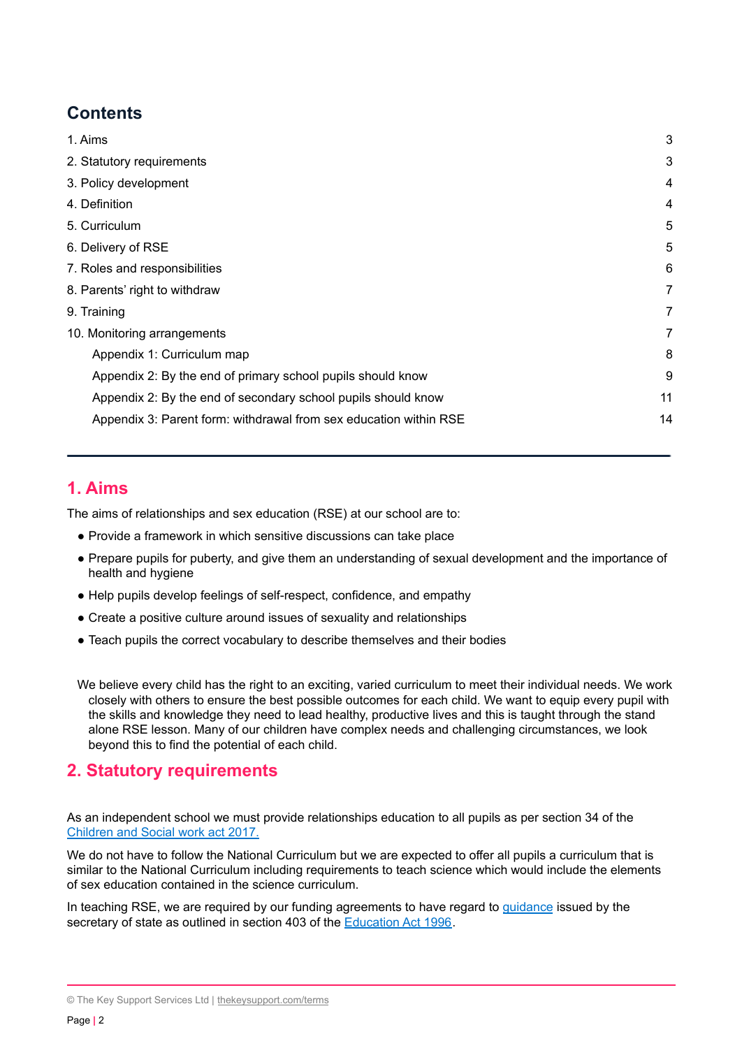## Contents

| | |
|---|---|
| 1. Aims | 3 |
| 2. Statutory requirements | 3 |
| 3. Policy development | 4 |
| 4. Definition | 4 |
| 5. Curriculum | 5 |
| 6. Delivery of RSE | 5 |
| 7. Roles and responsibilities | 6 |
| 8. Parents' right to withdraw | 7 |
| 9. Training | 7 |
| 10. Monitoring arrangements | 7 |
| Appendix 1: Curriculum map | 8 |
| Appendix 2: By the end of primary school pupils should know | 9 |
| Appendix 2: By the end of secondary school pupils should know | 11 |
| Appendix 3: Parent form: withdrawal from sex education within RSE | 14 |

---

## 1. Aims

The aims of relationships and sex education (RSE) at our school are to:

- Provide a framework in which sensitive discussions can take place
- Prepare pupils for puberty, and give them an understanding of sexual development and the importance of health and hygiene
- Help pupils develop feelings of self-respect, confidence, and empathy
- Create a positive culture around issues of sexuality and relationships
- Teach pupils the correct vocabulary to describe themselves and their bodies

We believe every child has the right to an exciting, varied curriculum to meet their individual needs. We work closely with others to ensure the best possible outcomes for each child. We want to equip every pupil with the skills and knowledge they need to lead healthy, productive lives and this is taught through the stand alone RSE lesson. Many of our children have complex needs and challenging circumstances, we look beyond this to find the potential of each child.

## 2. Statutory requirements

As an independent school we must provide relationships education to all pupils as per section 34 of the Children and Social work act 2017.

We do not have to follow the National Curriculum but we are expected to offer all pupils a curriculum that is similar to the National Curriculum including requirements to teach science which would include the elements of sex education contained in the science curriculum.

In teaching RSE, we are required by our funding agreements to have regard to guidance issued by the secretary of state as outlined in section 403 of the Education Act 1996.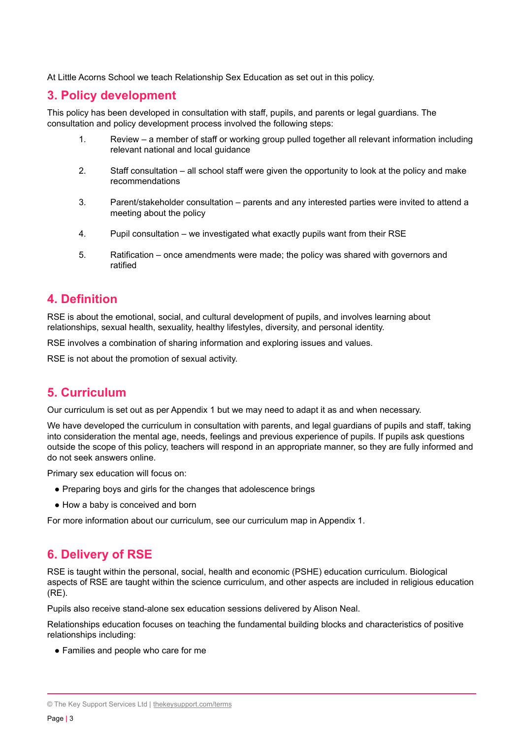At Little Acorns School we teach Relationship Sex Education as set out in this policy.

## 3. Policy development

This policy has been developed in consultation with staff, pupils, and parents or legal guardians. The consultation and policy development process involved the following steps:

1. Review – a member of staff or working group pulled together all relevant information including relevant national and local guidance
2. Staff consultation – all school staff were given the opportunity to look at the policy and make recommendations
3. Parent/stakeholder consultation – parents and any interested parties were invited to attend a meeting about the policy
4. Pupil consultation – we investigated what exactly pupils want from their RSE
5. Ratification – once amendments were made; the policy was shared with governors and ratified

## 4. Definition

RSE is about the emotional, social, and cultural development of pupils, and involves learning about relationships, sexual health, sexuality, healthy lifestyles, diversity, and personal identity.

RSE involves a combination of sharing information and exploring issues and values.

RSE is not about the promotion of sexual activity.

## 5. Curriculum

Our curriculum is set out as per Appendix 1 but we may need to adapt it as and when necessary.

We have developed the curriculum in consultation with parents, and legal guardians of pupils and staff, taking into consideration the mental age, needs, feelings and previous experience of pupils. If pupils ask questions outside the scope of this policy, teachers will respond in an appropriate manner, so they are fully informed and do not seek answers online.

Primary sex education will focus on:

- Preparing boys and girls for the changes that adolescence brings
- How a baby is conceived and born

For more information about our curriculum, see our curriculum map in Appendix 1.

## 6. Delivery of RSE

RSE is taught within the personal, social, health and economic (PSHE) education curriculum. Biological aspects of RSE are taught within the science curriculum, and other aspects are included in religious education (RE).

Pupils also receive stand-alone sex education sessions delivered by Alison Neal.

Relationships education focuses on teaching the fundamental building blocks and characteristics of positive relationships including:

- Families and people who care for me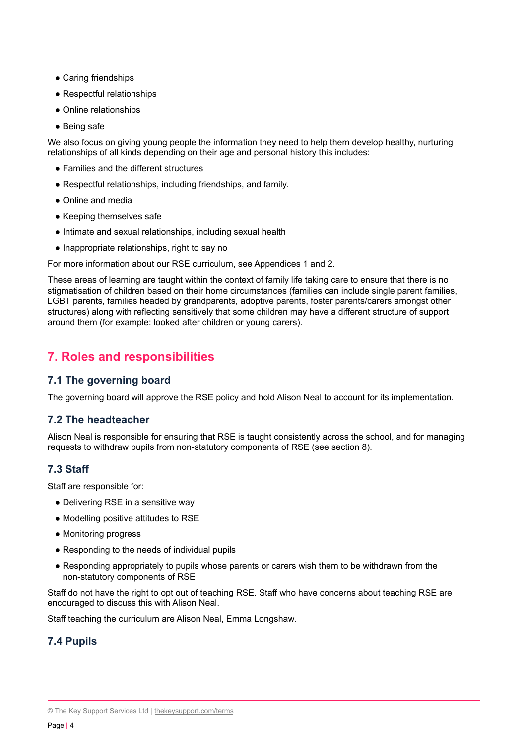- Caring friendships
- Respectful relationships
- Online relationships
- Being safe

We also focus on giving young people the information they need to help them develop healthy, nurturing relationships of all kinds depending on their age and personal history this includes:

- Families and the different structures
- Respectful relationships, including friendships, and family.
- Online and media
- Keeping themselves safe
- Intimate and sexual relationships, including sexual health
- Inappropriate relationships, right to say no

For more information about our RSE curriculum, see Appendices 1 and 2.

These areas of learning are taught within the context of family life taking care to ensure that there is no stigmatisation of children based on their home circumstances (families can include single parent families, LGBT parents, families headed by grandparents, adoptive parents, foster parents/carers amongst other structures) along with reflecting sensitively that some children may have a different structure of support around them (for example: looked after children or young carers).

## 7. Roles and responsibilities

### 7.1 The governing board

The governing board will approve the RSE policy and hold Alison Neal to account for its implementation.

### 7.2 The headteacher

Alison Neal is responsible for ensuring that RSE is taught consistently across the school, and for managing requests to withdraw pupils from non-statutory components of RSE (see section 8).

### 7.3 Staff

Staff are responsible for:

- Delivering RSE in a sensitive way
- Modelling positive attitudes to RSE
- Monitoring progress
- Responding to the needs of individual pupils
- Responding appropriately to pupils whose parents or carers wish them to be withdrawn from the non-statutory components of RSE

Staff do not have the right to opt out of teaching RSE. Staff who have concerns about teaching RSE are encouraged to discuss this with Alison Neal.

Staff teaching the curriculum are Alison Neal, Emma Longshaw.

### 7.4 Pupils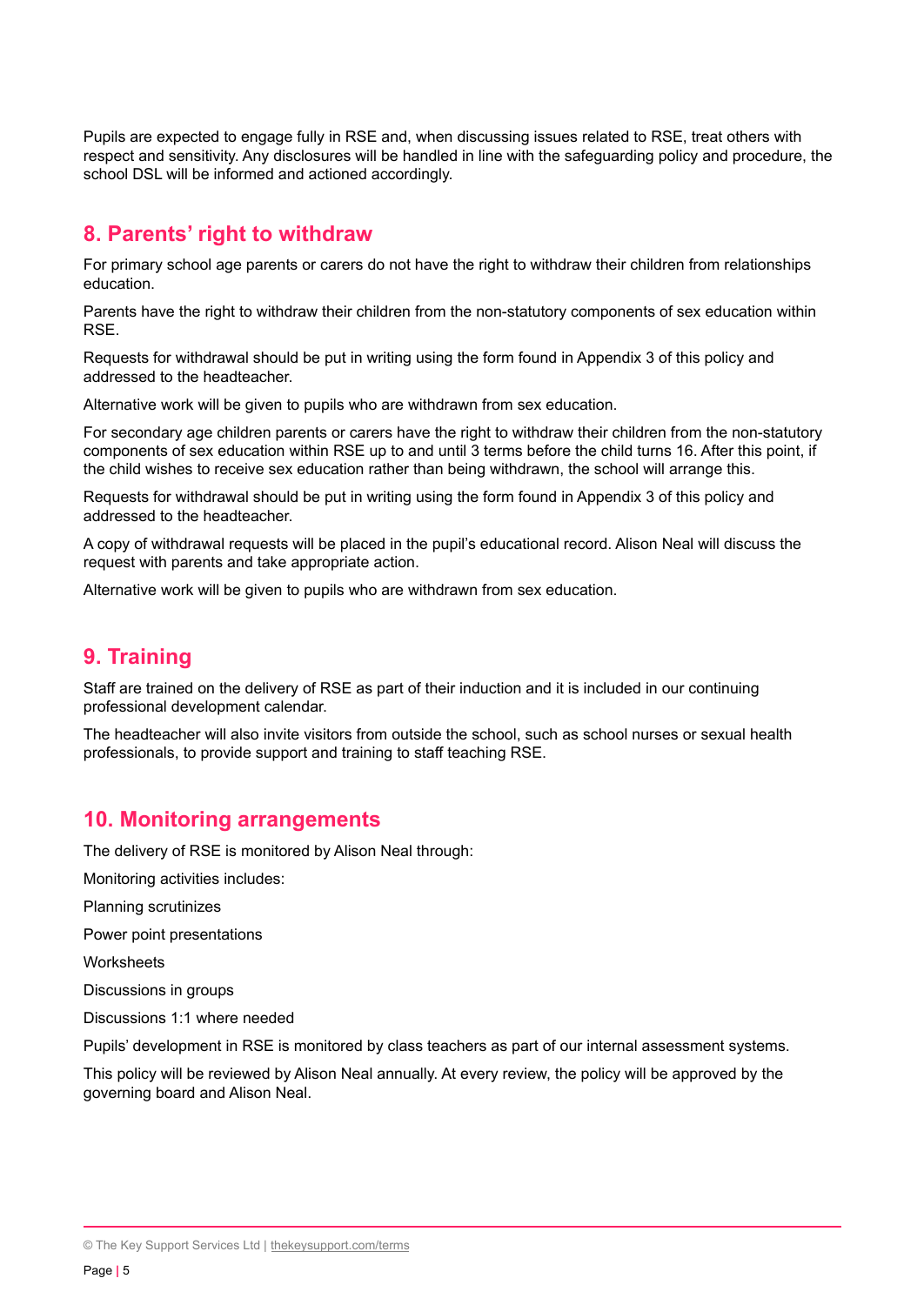Pupils are expected to engage fully in RSE and, when discussing issues related to RSE, treat others with respect and sensitivity. Any disclosures will be handled in line with the safeguarding policy and procedure, the school DSL will be informed and actioned accordingly.

## 8. Parents' right to withdraw

For primary school age parents or carers do not have the right to withdraw their children from relationships education.

Parents have the right to withdraw their children from the non-statutory components of sex education within RSE.

Requests for withdrawal should be put in writing using the form found in Appendix 3 of this policy and addressed to the headteacher.

Alternative work will be given to pupils who are withdrawn from sex education.

For secondary age children parents or carers have the right to withdraw their children from the non-statutory components of sex education within RSE up to and until 3 terms before the child turns 16. After this point, if the child wishes to receive sex education rather than being withdrawn, the school will arrange this.

Requests for withdrawal should be put in writing using the form found in Appendix 3 of this policy and addressed to the headteacher.

A copy of withdrawal requests will be placed in the pupil's educational record. Alison Neal will discuss the request with parents and take appropriate action.

Alternative work will be given to pupils who are withdrawn from sex education.

## 9. Training

Staff are trained on the delivery of RSE as part of their induction and it is included in our continuing professional development calendar.

The headteacher will also invite visitors from outside the school, such as school nurses or sexual health professionals, to provide support and training to staff teaching RSE.

## 10. Monitoring arrangements

The delivery of RSE is monitored by Alison Neal through:

Monitoring activities includes:

Planning scrutinizes

Power point presentations

Worksheets

Discussions in groups

Discussions 1:1 where needed

Pupils' development in RSE is monitored by class teachers as part of our internal assessment systems.

This policy will be reviewed by Alison Neal annually. At every review, the policy will be approved by the governing board and Alison Neal.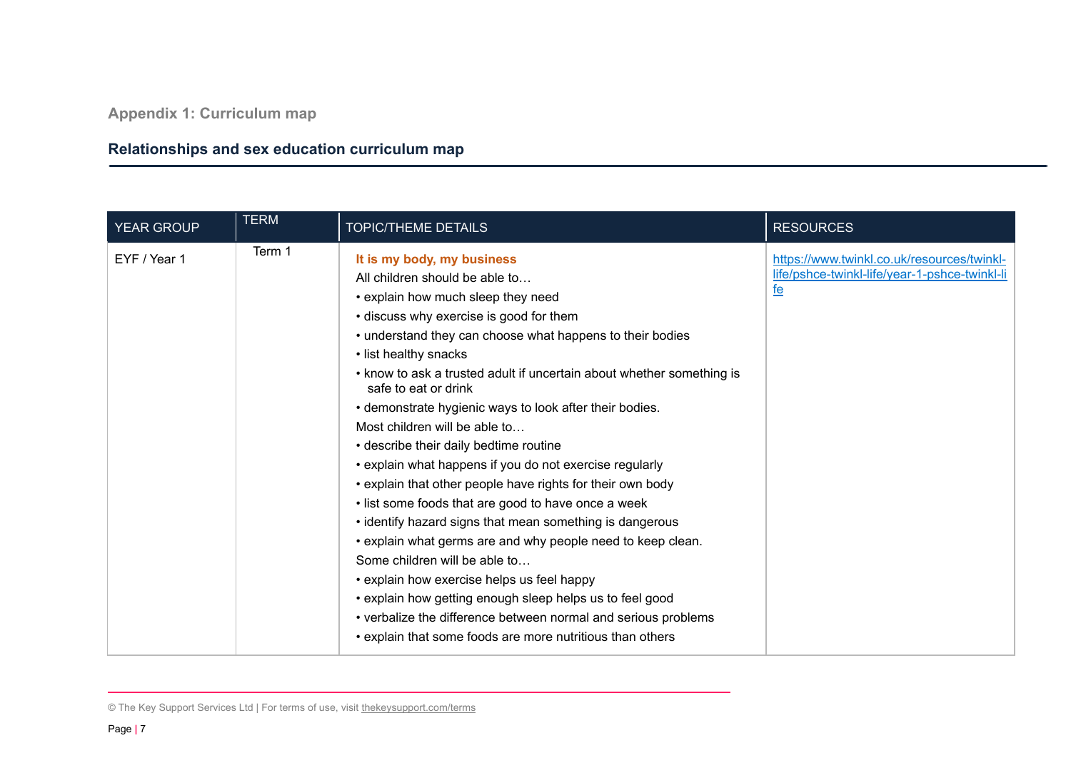## Appendix 1: Curriculum map

### Relationships and sex education curriculum map

| YEAR GROUP | TERM | TOPIC/THEME DETAILS | RESOURCES |
|---|---|---|---|
| EYF / Year 1 | Term 1 | **It is my body, my business**<br>All children should be able to…<br>• explain how much sleep they need<br>• discuss why exercise is good for them<br>• understand they can choose what happens to their bodies<br>• list healthy snacks<br>• know to ask a trusted adult if uncertain about whether something is safe to eat or drink<br>• demonstrate hygienic ways to look after their bodies.<br>Most children will be able to…<br>• describe their daily bedtime routine<br>• explain what happens if you do not exercise regularly<br>• explain that other people have rights for their own body<br>• list some foods that are good to have once a week<br>• identify hazard signs that mean something is dangerous<br>• explain what germs are and why people need to keep clean.<br>Some children will be able to…<br>• explain how exercise helps us feel happy<br>• explain how getting enough sleep helps us to feel good<br>• verbalize the difference between normal and serious problems<br>• explain that some foods are more nutritious than others | https://www.twinkl.co.uk/resources/twinkl-life/pshce-twinkl-life/year-1-pshce-twinkl-life |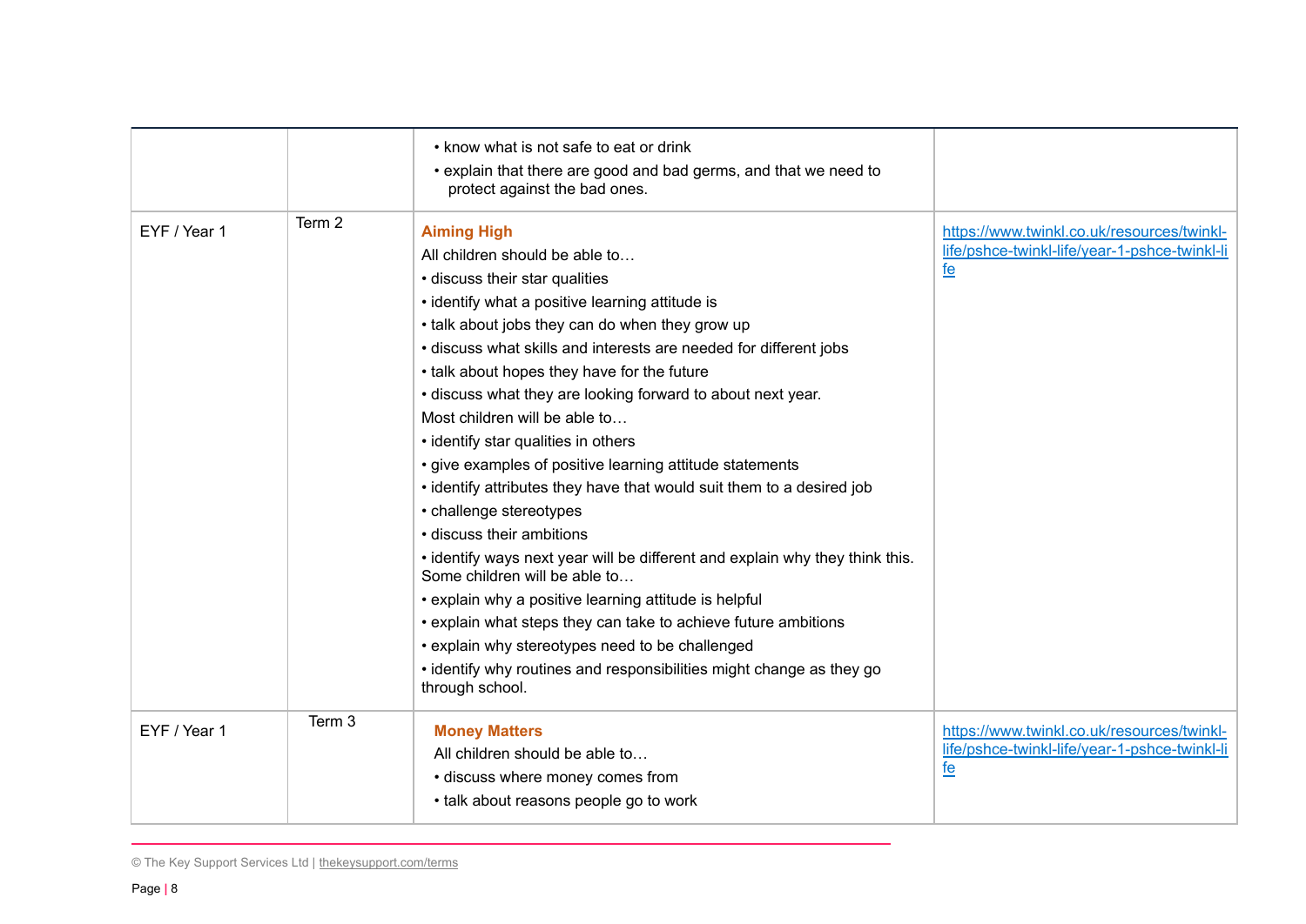| | | | |
|---|---|---|---|
| | | • know what is not safe to eat or drink<br>• explain that there are good and bad germs, and that we need to protect against the bad ones. | |
| EYF / Year 1 | Term 2 | **Aiming High**<br>All children should be able to…<br>• discuss their star qualities<br>• identify what a positive learning attitude is<br>• talk about jobs they can do when they grow up<br>• discuss what skills and interests are needed for different jobs<br>• talk about hopes they have for the future<br>• discuss what they are looking forward to about next year.<br>Most children will be able to…<br>• identify star qualities in others<br>• give examples of positive learning attitude statements<br>• identify attributes they have that would suit them to a desired job<br>• challenge stereotypes<br>• discuss their ambitions<br>• identify ways next year will be different and explain why they think this.<br>Some children will be able to…<br>• explain why a positive learning attitude is helpful<br>• explain what steps they can take to achieve future ambitions<br>• explain why stereotypes need to be challenged<br>• identify why routines and responsibilities might change as they go through school. | https://www.twinkl.co.uk/resources/twinkl-life/pshce-twinkl-life/year-1-pshce-twinkl-life |
| EYF / Year 1 | Term 3 | **Money Matters**<br>All children should be able to…<br>• discuss where money comes from<br>• talk about reasons people go to work | https://www.twinkl.co.uk/resources/twinkl-life/pshce-twinkl-life/year-1-pshce-twinkl-life |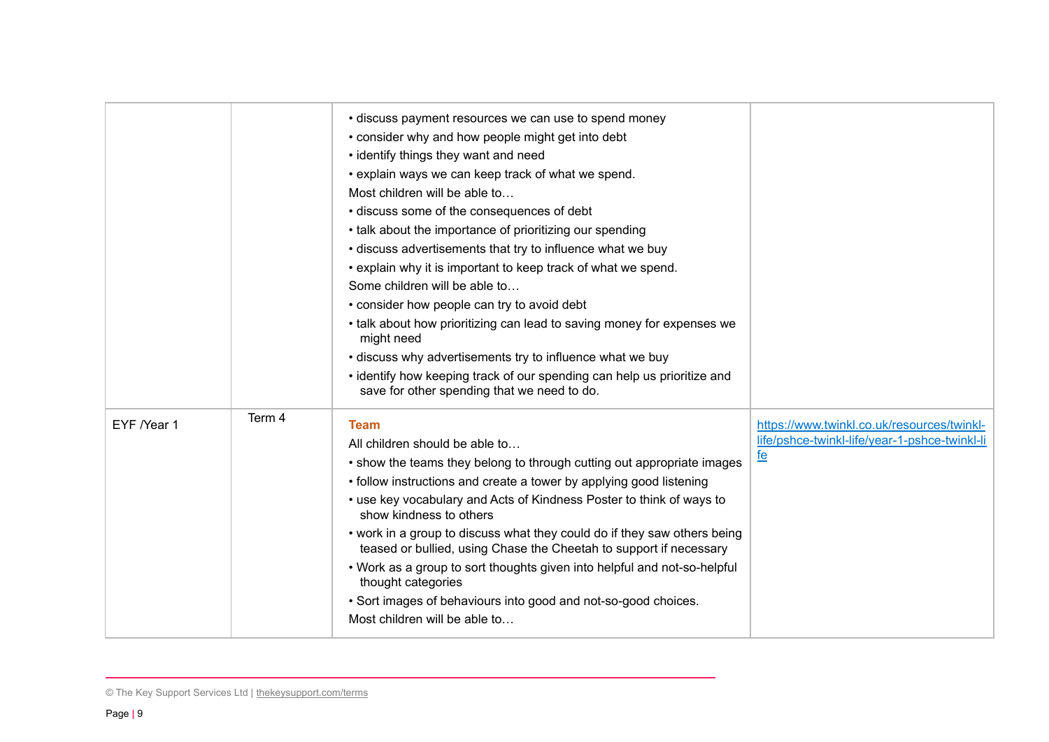| | | | |
|---|---|---|---|
| | | • discuss payment resources we can use to spend money<br>• consider why and how people might get into debt<br>• identify things they want and need<br>• explain ways we can keep track of what we spend.<br>Most children will be able to…<br>• discuss some of the consequences of debt<br>• talk about the importance of prioritizing our spending<br>• discuss advertisements that try to influence what we buy<br>• explain why it is important to keep track of what we spend.<br>Some children will be able to…<br>• consider how people can try to avoid debt<br>• talk about how prioritizing can lead to saving money for expenses we might need<br>• discuss why advertisements try to influence what we buy<br>• identify how keeping track of our spending can help us prioritize and save for other spending that we need to do. | |
| EYF /Year 1 | Term 4 | **Team**<br>All children should be able to…<br>• show the teams they belong to through cutting out appropriate images<br>• follow instructions and create a tower by applying good listening<br>• use key vocabulary and Acts of Kindness Poster to think of ways to show kindness to others<br>• work in a group to discuss what they could do if they saw others being teased or bullied, using Chase the Cheetah to support if necessary<br>• Work as a group to sort thoughts given into helpful and not-so-helpful thought categories<br>• Sort images of behaviours into good and not-so-good choices.<br>Most children will be able to… | [https://www.twinkl.co.uk/resources/twinkl-life/pshce-twinkl-life/year-1-pshce-twinkl-life](https://www.twinkl.co.uk/resources/twinkl-life/pshce-twinkl-life/year-1-pshce-twinkl-life) |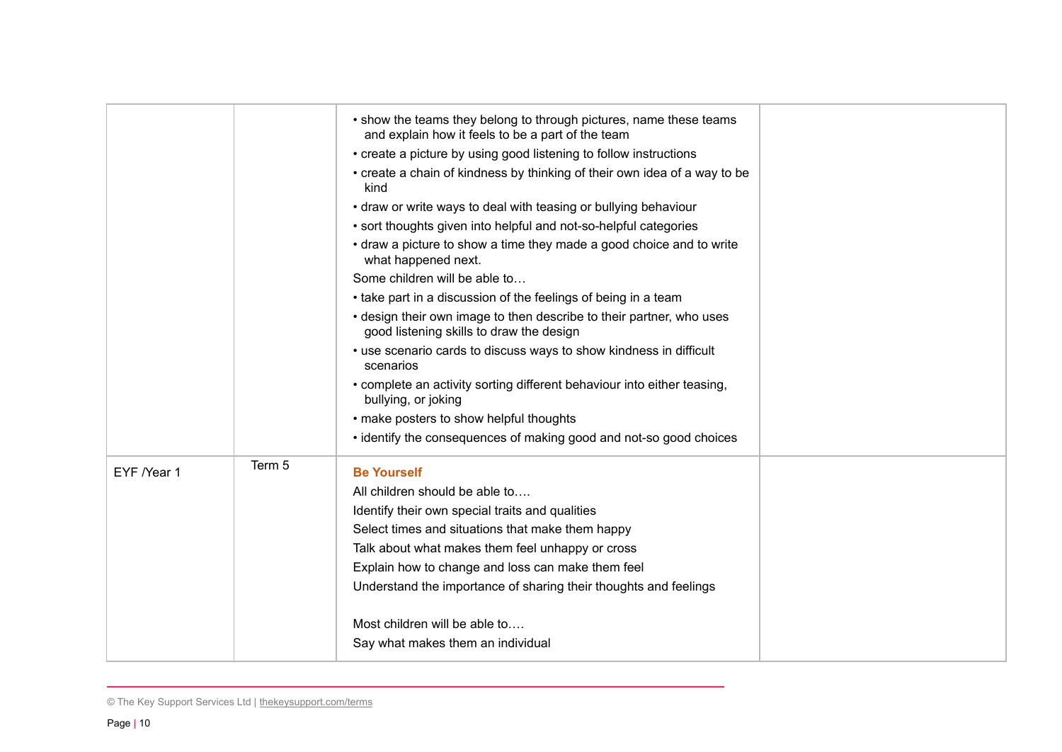| | | | |
|---|---|---|---|
| | | • show the teams they belong to through pictures, name these teams and explain how it feels to be a part of the team<br>• create a picture by using good listening to follow instructions<br>• create a chain of kindness by thinking of their own idea of a way to be kind<br>• draw or write ways to deal with teasing or bullying behaviour<br>• sort thoughts given into helpful and not-so-helpful categories<br>• draw a picture to show a time they made a good choice and to write what happened next.<br>Some children will be able to…<br>• take part in a discussion of the feelings of being in a team<br>• design their own image to then describe to their partner, who uses good listening skills to draw the design<br>• use scenario cards to discuss ways to show kindness in difficult scenarios<br>• complete an activity sorting different behaviour into either teasing, bullying, or joking<br>• make posters to show helpful thoughts<br>• identify the consequences of making good and not-so good choices | |
| EYF /Year 1 | Term 5 | **Be Yourself**<br>All children should be able to….<br>Identify their own special traits and qualities<br>Select times and situations that make them happy<br>Talk about what makes them feel unhappy or cross<br>Explain how to change and loss can make them feel<br>Understand the importance of sharing their thoughts and feelings<br><br>Most children will be able to….<br>Say what makes them an individual | |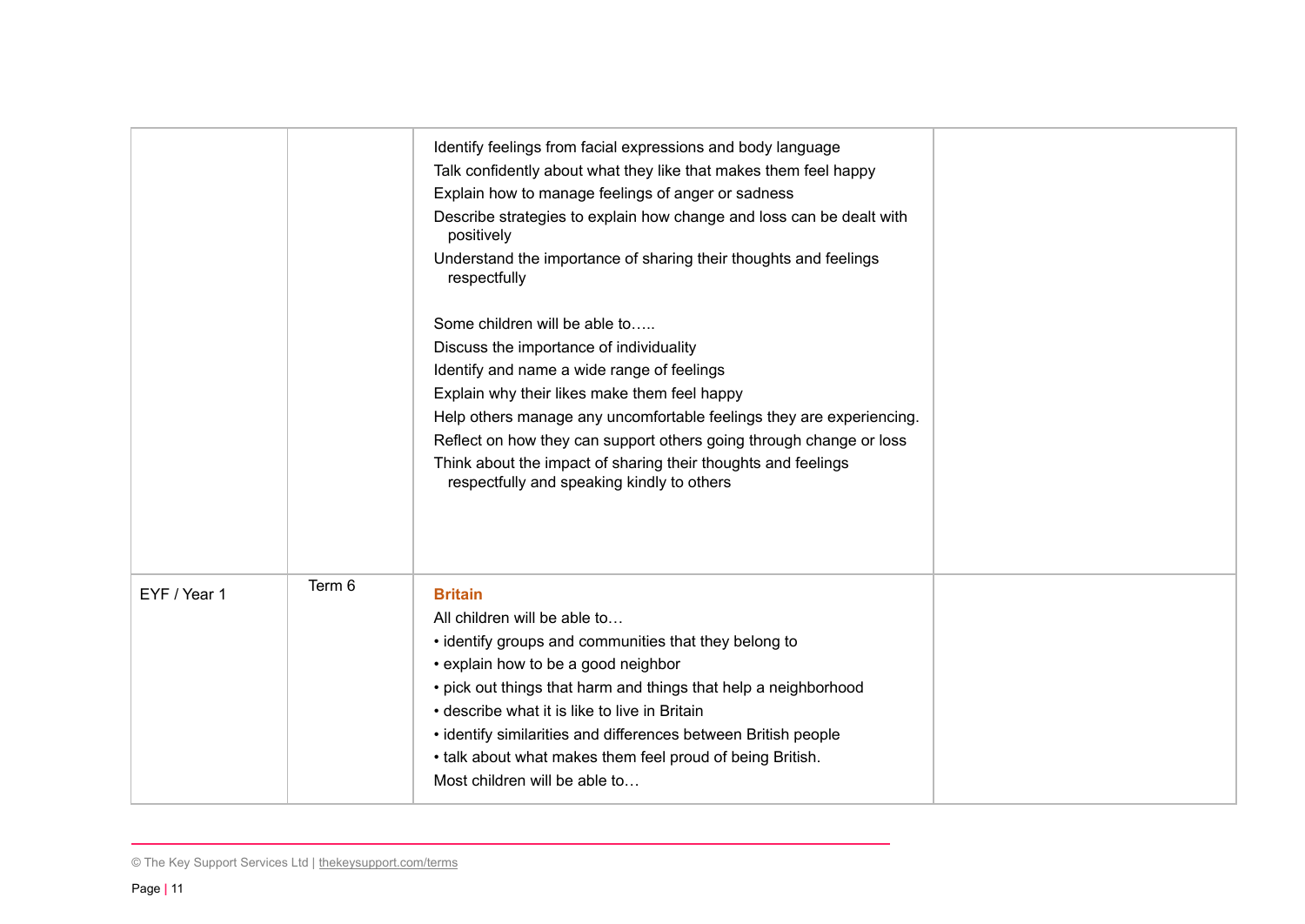| | | | |
|---|---|---|---|
| | | Identify feelings from facial expressions and body language<br>Talk confidently about what they like that makes them feel happy<br>Explain how to manage feelings of anger or sadness<br>Describe strategies to explain how change and loss can be dealt with positively<br>Understand the importance of sharing their thoughts and feelings respectfully<br><br>Some children will be able to…..<br>Discuss the importance of individuality<br>Identify and name a wide range of feelings<br>Explain why their likes make them feel happy<br>Help others manage any uncomfortable feelings they are experiencing.<br>Reflect on how they can support others going through change or loss<br>Think about the impact of sharing their thoughts and feelings respectfully and speaking kindly to others | |
| EYF / Year 1 | Term 6 | **Britain**<br>All children will be able to…<br>• identify groups and communities that they belong to<br>• explain how to be a good neighbor<br>• pick out things that harm and things that help a neighborhood<br>• describe what it is like to live in Britain<br>• identify similarities and differences between British people<br>• talk about what makes them feel proud of being British.<br>Most children will be able to… | |

© The Key Support Services Ltd | thekeysupport.com/terms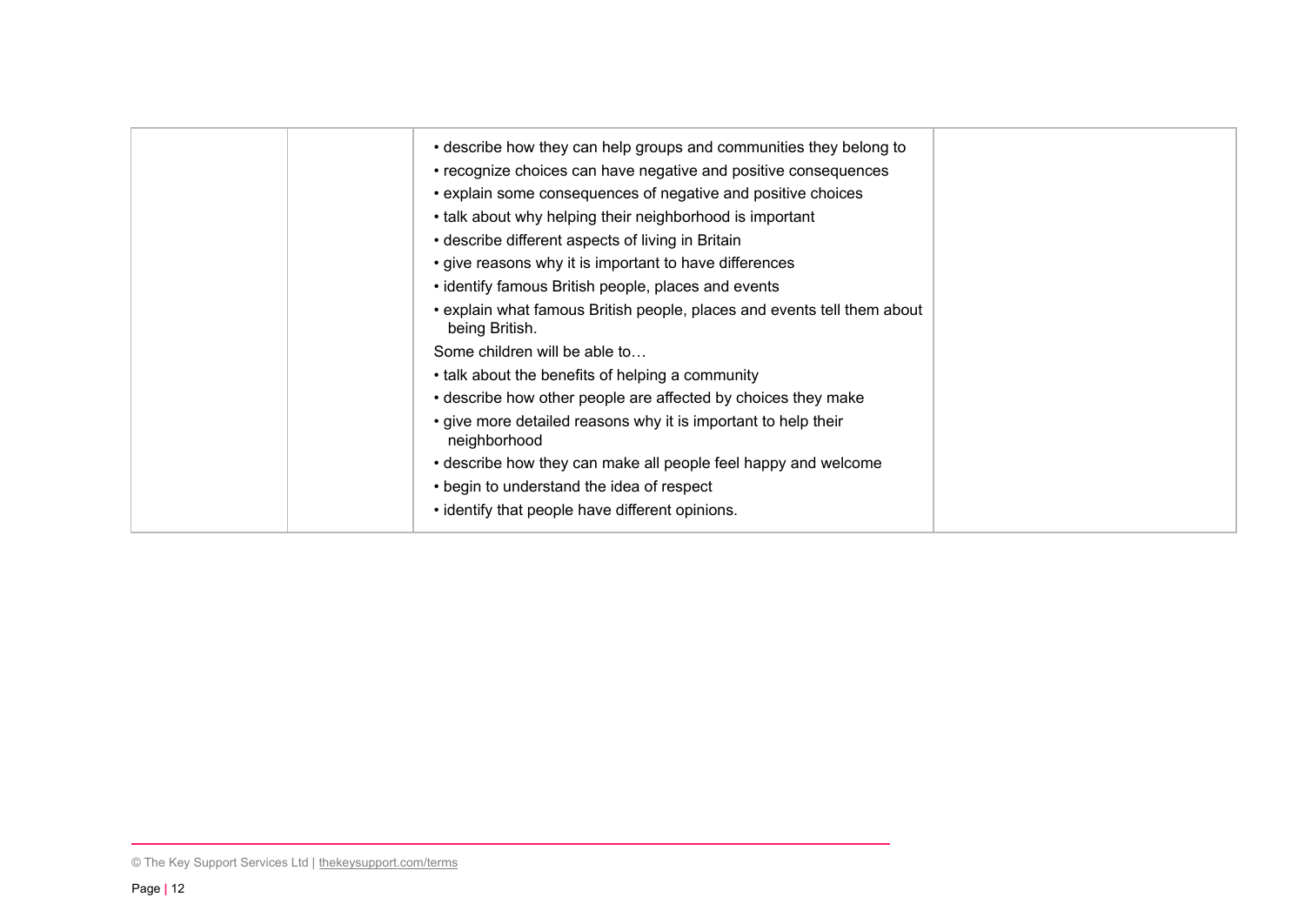| | | | |
|---|---|---|---|
| | | • describe how they can help groups and communities they belong to<br>• recognize choices can have negative and positive consequences<br>• explain some consequences of negative and positive choices<br>• talk about why helping their neighborhood is important<br>• describe different aspects of living in Britain<br>• give reasons why it is important to have differences<br>• identify famous British people, places and events<br>• explain what famous British people, places and events tell them about being British.<br>Some children will be able to…<br>• talk about the benefits of helping a community<br>• describe how other people are affected by choices they make<br>• give more detailed reasons why it is important to help their neighborhood<br>• describe how they can make all people feel happy and welcome<br>• begin to understand the idea of respect<br>• identify that people have different opinions. | |

© The Key Support Services Ltd | thekeysupport.com/terms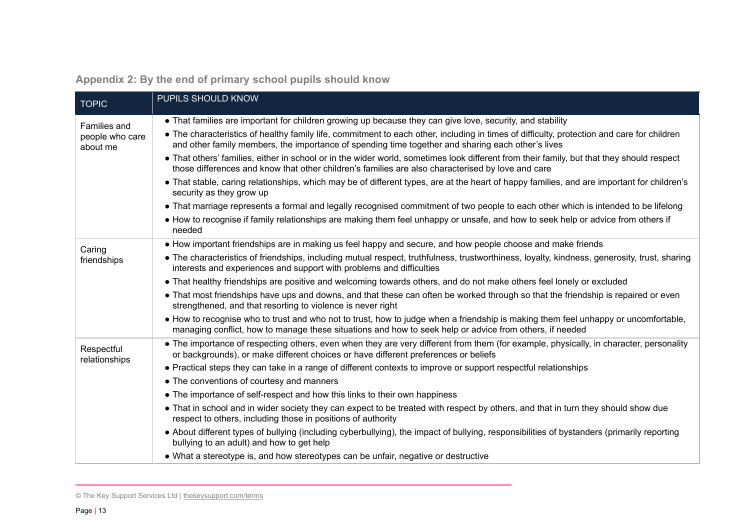## Appendix 2: By the end of primary school pupils should know

| TOPIC | PUPILS SHOULD KNOW |
|---|---|
| Families and people who care about me | • That families are important for children growing up because they can give love, security, and stability<br>• The characteristics of healthy family life, commitment to each other, including in times of difficulty, protection and care for children and other family members, the importance of spending time together and sharing each other's lives<br>• That others' families, either in school or in the wider world, sometimes look different from their family, but that they should respect those differences and know that other children's families are also characterised by love and care<br>• That stable, caring relationships, which may be of different types, are at the heart of happy families, and are important for children's security as they grow up<br>• That marriage represents a formal and legally recognised commitment of two people to each other which is intended to be lifelong<br>• How to recognise if family relationships are making them feel unhappy or unsafe, and how to seek help or advice from others if needed |
| Caring friendships | • How important friendships are in making us feel happy and secure, and how people choose and make friends<br>• The characteristics of friendships, including mutual respect, truthfulness, trustworthiness, loyalty, kindness, generosity, trust, sharing interests and experiences and support with problems and difficulties<br>• That healthy friendships are positive and welcoming towards others, and do not make others feel lonely or excluded<br>• That most friendships have ups and downs, and that these can often be worked through so that the friendship is repaired or even strengthened, and that resorting to violence is never right<br>• How to recognise who to trust and who not to trust, how to judge when a friendship is making them feel unhappy or uncomfortable, managing conflict, how to manage these situations and how to seek help or advice from others, if needed |
| Respectful relationships | • The importance of respecting others, even when they are very different from them (for example, physically, in character, personality or backgrounds), or make different choices or have different preferences or beliefs<br>• Practical steps they can take in a range of different contexts to improve or support respectful relationships<br>• The conventions of courtesy and manners<br>• The importance of self-respect and how this links to their own happiness<br>• That in school and in wider society they can expect to be treated with respect by others, and that in turn they should show due respect to others, including those in positions of authority<br>• About different types of bullying (including cyberbullying), the impact of bullying, responsibilities of bystanders (primarily reporting bullying to an adult) and how to get help<br>• What a stereotype is, and how stereotypes can be unfair, negative or destructive |

© The Key Support Services Ltd | thekeysupport.com/terms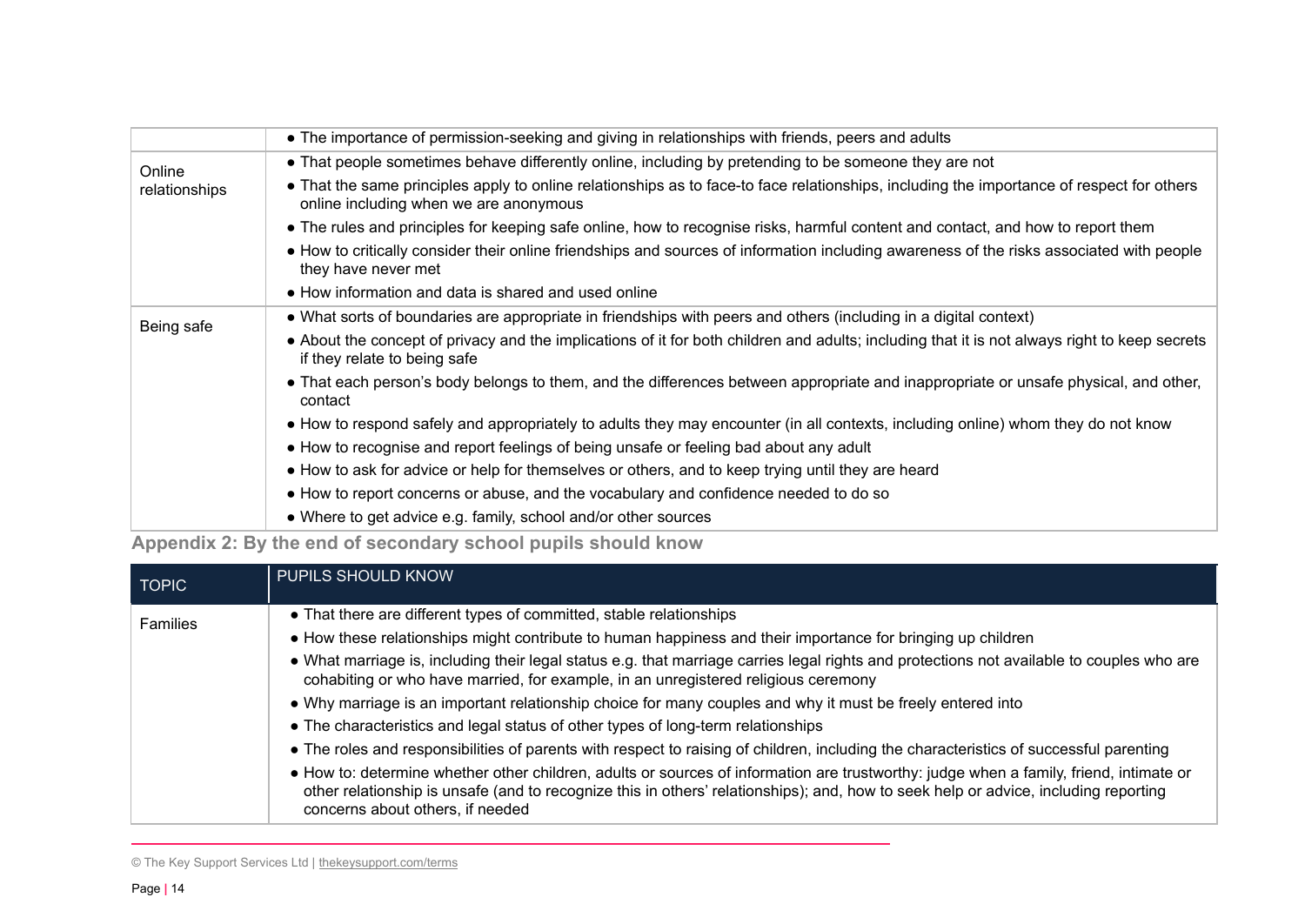| | |
|---|---|
| | • The importance of permission-seeking and giving in relationships with friends, peers and adults |
| Online relationships | • That people sometimes behave differently online, including by pretending to be someone they are not<br>• That the same principles apply to online relationships as to face-to face relationships, including the importance of respect for others online including when we are anonymous<br>• The rules and principles for keeping safe online, how to recognise risks, harmful content and contact, and how to report them<br>• How to critically consider their online friendships and sources of information including awareness of the risks associated with people they have never met<br>• How information and data is shared and used online |
| Being safe | • What sorts of boundaries are appropriate in friendships with peers and others (including in a digital context)<br>• About the concept of privacy and the implications of it for both children and adults; including that it is not always right to keep secrets if they relate to being safe<br>• That each person's body belongs to them, and the differences between appropriate and inappropriate or unsafe physical, and other, contact<br>• How to respond safely and appropriately to adults they may encounter (in all contexts, including online) whom they do not know<br>• How to recognise and report feelings of being unsafe or feeling bad about any adult<br>• How to ask for advice or help for themselves or others, and to keep trying until they are heard<br>• How to report concerns or abuse, and the vocabulary and confidence needed to do so<br>• Where to get advice e.g. family, school and/or other sources |

## Appendix 2: By the end of secondary school pupils should know

| TOPIC | PUPILS SHOULD KNOW |
|---|---|
| Families | • That there are different types of committed, stable relationships<br>• How these relationships might contribute to human happiness and their importance for bringing up children<br>• What marriage is, including their legal status e.g. that marriage carries legal rights and protections not available to couples who are cohabiting or who have married, for example, in an unregistered religious ceremony<br>• Why marriage is an important relationship choice for many couples and why it must be freely entered into<br>• The characteristics and legal status of other types of long-term relationships<br>• The roles and responsibilities of parents with respect to raising of children, including the characteristics of successful parenting<br>• How to: determine whether other children, adults or sources of information are trustworthy: judge when a family, friend, intimate or other relationship is unsafe (and to recognize this in others' relationships); and, how to seek help or advice, including reporting concerns about others, if needed |

© The Key Support Services Ltd | thekeysupport.com/terms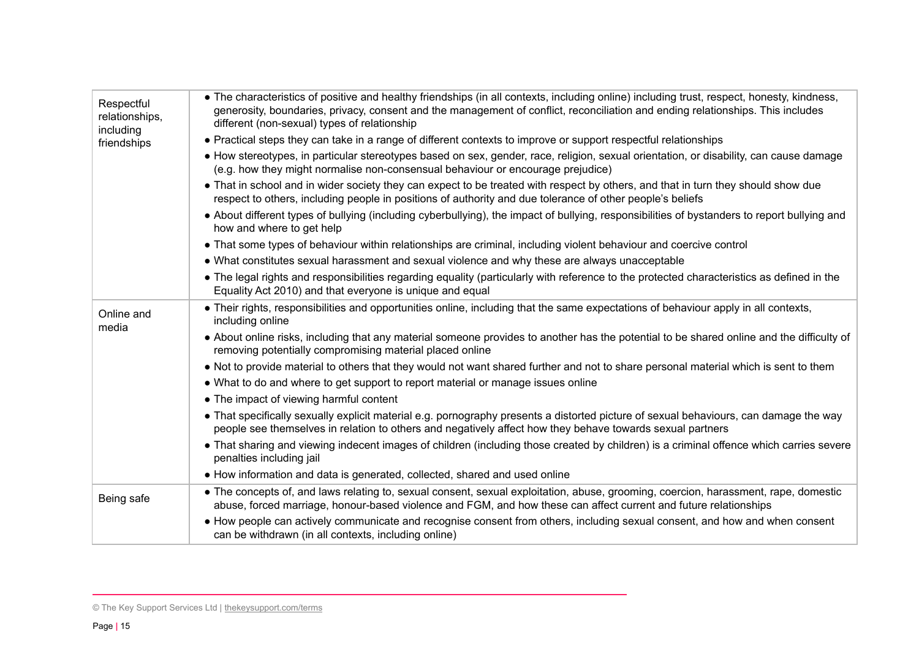| | |
|---|---|
| Respectful relationships, including friendships | • The characteristics of positive and healthy friendships (in all contexts, including online) including trust, respect, honesty, kindness, generosity, boundaries, privacy, consent and the management of conflict, reconciliation and ending relationships. This includes different (non-sexual) types of relationship<br>• Practical steps they can take in a range of different contexts to improve or support respectful relationships<br>• How stereotypes, in particular stereotypes based on sex, gender, race, religion, sexual orientation, or disability, can cause damage (e.g. how they might normalise non-consensual behaviour or encourage prejudice)<br>• That in school and in wider society they can expect to be treated with respect by others, and that in turn they should show due respect to others, including people in positions of authority and due tolerance of other people's beliefs<br>• About different types of bullying (including cyberbullying), the impact of bullying, responsibilities of bystanders to report bullying and how and where to get help<br>• That some types of behaviour within relationships are criminal, including violent behaviour and coercive control<br>• What constitutes sexual harassment and sexual violence and why these are always unacceptable<br>• The legal rights and responsibilities regarding equality (particularly with reference to the protected characteristics as defined in the Equality Act 2010) and that everyone is unique and equal |
| Online and media | • Their rights, responsibilities and opportunities online, including that the same expectations of behaviour apply in all contexts, including online<br>• About online risks, including that any material someone provides to another has the potential to be shared online and the difficulty of removing potentially compromising material placed online<br>• Not to provide material to others that they would not want shared further and not to share personal material which is sent to them<br>• What to do and where to get support to report material or manage issues online<br>• The impact of viewing harmful content<br>• That specifically sexually explicit material e.g. pornography presents a distorted picture of sexual behaviours, can damage the way people see themselves in relation to others and negatively affect how they behave towards sexual partners<br>• That sharing and viewing indecent images of children (including those created by children) is a criminal offence which carries severe penalties including jail<br>• How information and data is generated, collected, shared and used online |
| Being safe | • The concepts of, and laws relating to, sexual consent, sexual exploitation, abuse, grooming, coercion, harassment, rape, domestic abuse, forced marriage, honour-based violence and FGM, and how these can affect current and future relationships<br>• How people can actively communicate and recognise consent from others, including sexual consent, and how and when consent can be withdrawn (in all contexts, including online) |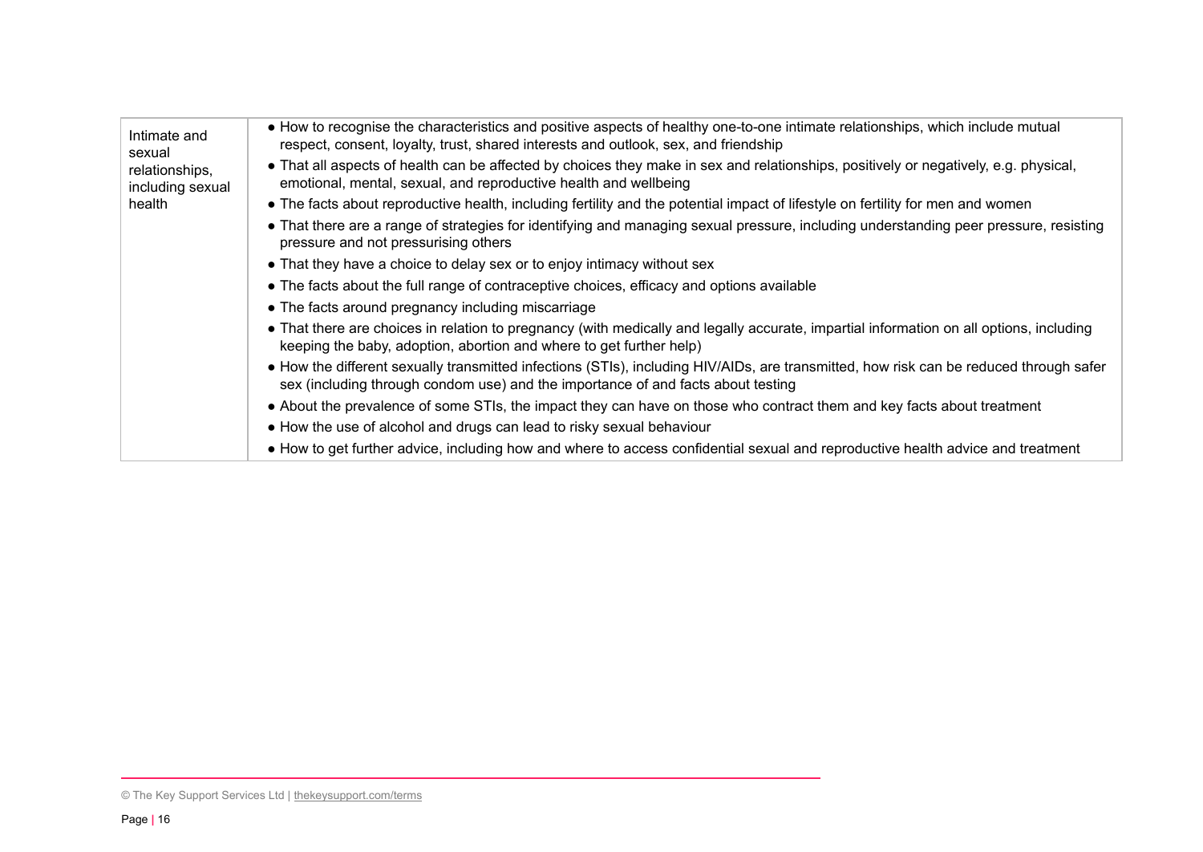| | |
|---|---|
| Intimate and sexual relationships, including sexual health | • How to recognise the characteristics and positive aspects of healthy one-to-one intimate relationships, which include mutual respect, consent, loyalty, trust, shared interests and outlook, sex, and friendship<br>• That all aspects of health can be affected by choices they make in sex and relationships, positively or negatively, e.g. physical, emotional, mental, sexual, and reproductive health and wellbeing<br>• The facts about reproductive health, including fertility and the potential impact of lifestyle on fertility for men and women<br>• That there are a range of strategies for identifying and managing sexual pressure, including understanding peer pressure, resisting pressure and not pressurising others<br>• That they have a choice to delay sex or to enjoy intimacy without sex<br>• The facts about the full range of contraceptive choices, efficacy and options available<br>• The facts around pregnancy including miscarriage<br>• That there are choices in relation to pregnancy (with medically and legally accurate, impartial information on all options, including keeping the baby, adoption, abortion and where to get further help)<br>• How the different sexually transmitted infections (STIs), including HIV/AIDs, are transmitted, how risk can be reduced through safer sex (including through condom use) and the importance of and facts about testing<br>• About the prevalence of some STIs, the impact they can have on those who contract them and key facts about treatment<br>• How the use of alcohol and drugs can lead to risky sexual behaviour<br>• How to get further advice, including how and where to access confidential sexual and reproductive health advice and treatment |

© The Key Support Services Ltd | thekeysupport.com/terms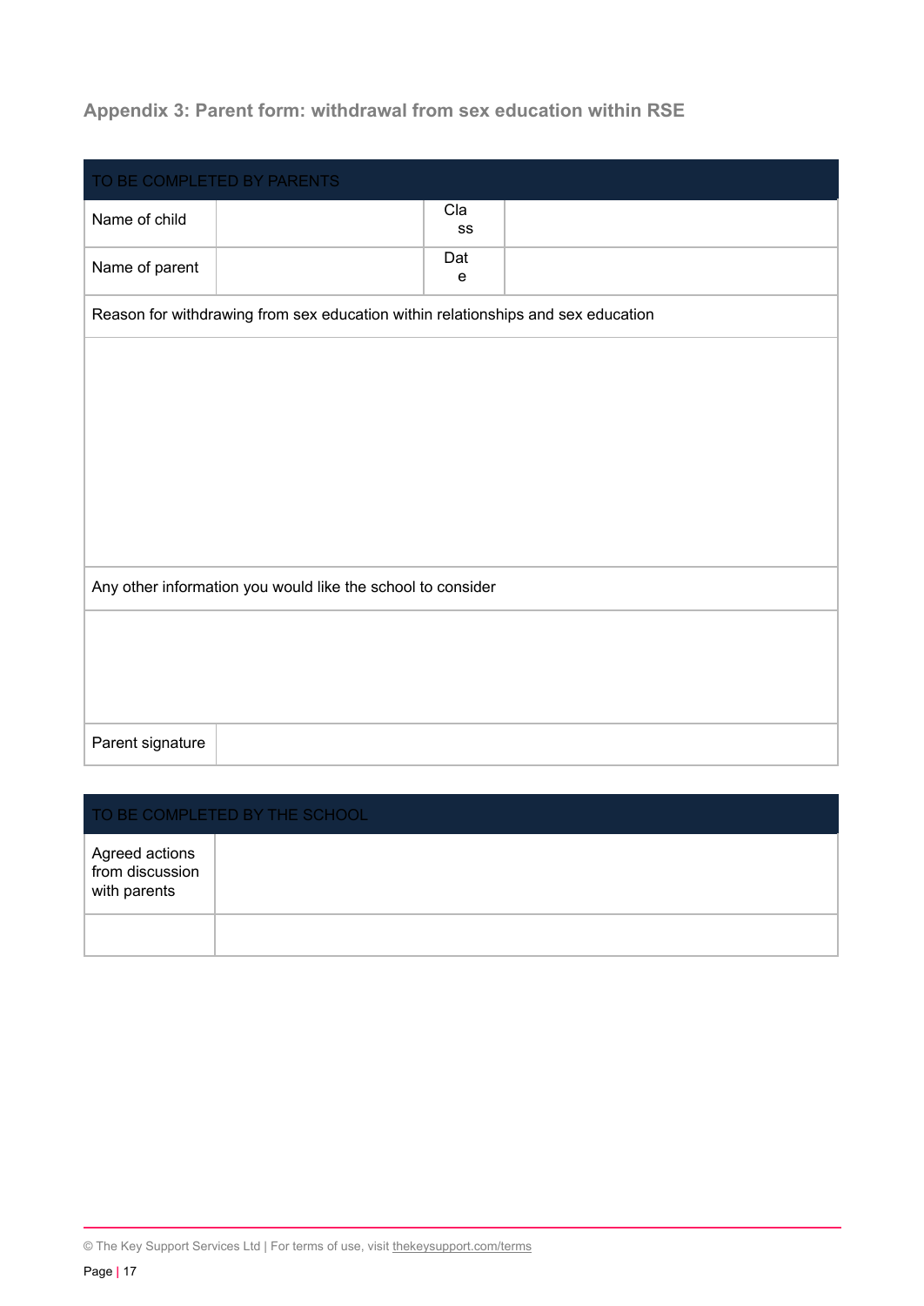## Appendix 3: Parent form: withdrawal from sex education within RSE

| TO BE COMPLETED BY PARENTS | | | |
|---|---|---|---|
| Name of child | | Class | |
| Name of parent | | Date | |
| Reason for withdrawing from sex education within relationships and sex education | | | |
| | | | |
| Any other information you would like the school to consider | | | |
| | | | |
| Parent signature | | | |

| TO BE COMPLETED BY THE SCHOOL | |
|---|---|
| Agreed actions from discussion with parents | |
| | |

© The Key Support Services Ltd | For terms of use, visit thekeysupport.com/terms